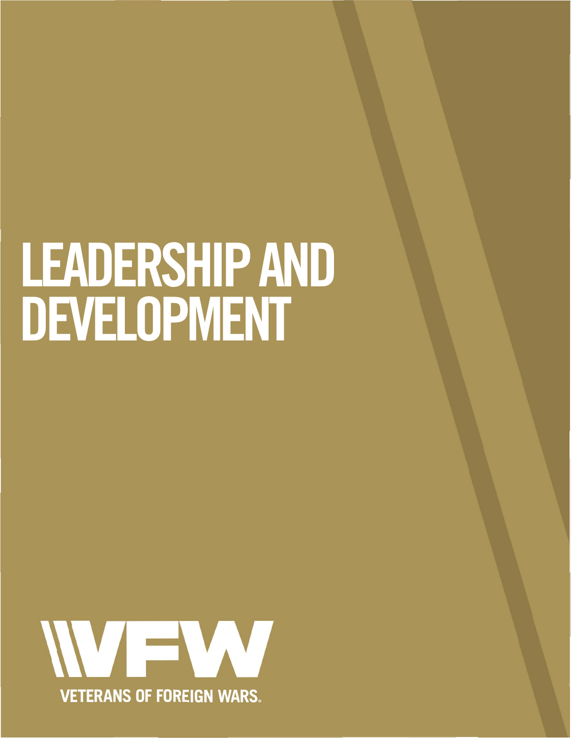# LEADERSHIP AND DEVELOPMENT

VFW

VETERANS OF FOREIGN WARS®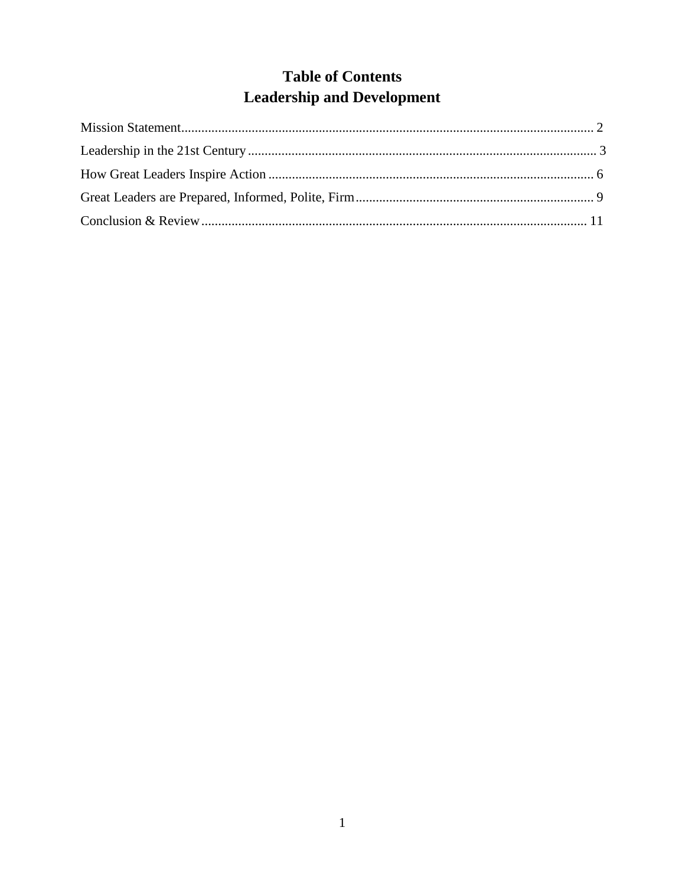# Table of Contents
# Leadership and Development

Mission Statement........................................................................................................................... 2

Leadership in the 21st Century....................................................................................................... 3

How Great Leaders Inspire Action ................................................................................................. 6

Great Leaders are Prepared, Informed, Polite, Firm....................................................................... 9

Conclusion & Review................................................................................................................... 11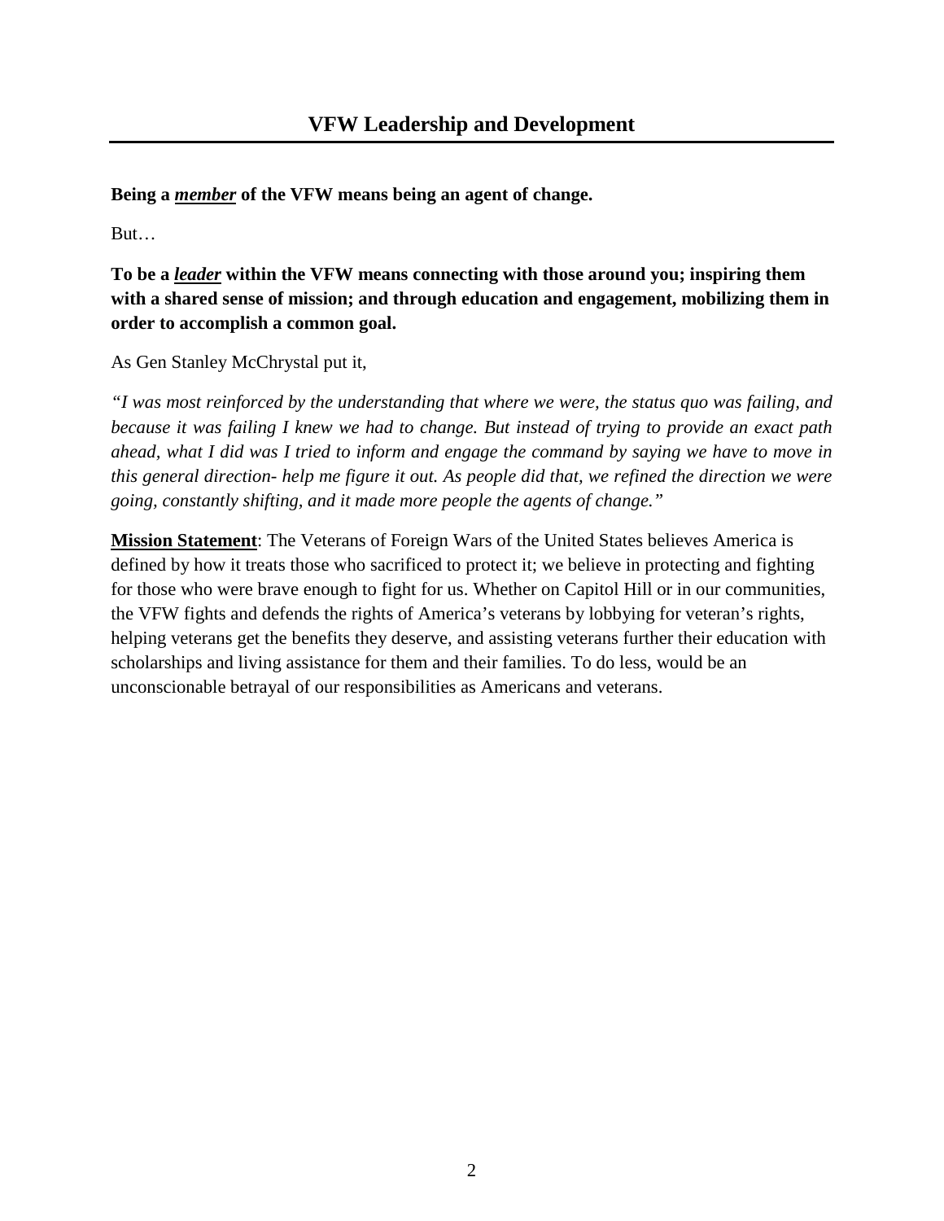## VFW Leadership and Development

**Being a *__member__* of the VFW means being an agent of change.**

But…

**To be a *__leader__* within the VFW means connecting with those around you; inspiring them with a shared sense of mission; and through education and engagement, mobilizing them in order to accomplish a common goal.**

As Gen Stanley McChrystal put it,

*"I was most reinforced by the understanding that where we were, the status quo was failing, and because it was failing I knew we had to change. But instead of trying to provide an exact path ahead, what I did was I tried to inform and engage the command by saying we have to move in this general direction- help me figure it out. As people did that, we refined the direction we were going, constantly shifting, and it made more people the agents of change."*

**__Mission Statement__**: The Veterans of Foreign Wars of the United States believes America is defined by how it treats those who sacrificed to protect it; we believe in protecting and fighting for those who were brave enough to fight for us. Whether on Capitol Hill or in our communities, the VFW fights and defends the rights of America's veterans by lobbying for veteran's rights, helping veterans get the benefits they deserve, and assisting veterans further their education with scholarships and living assistance for them and their families. To do less, would be an unconscionable betrayal of our responsibilities as Americans and veterans.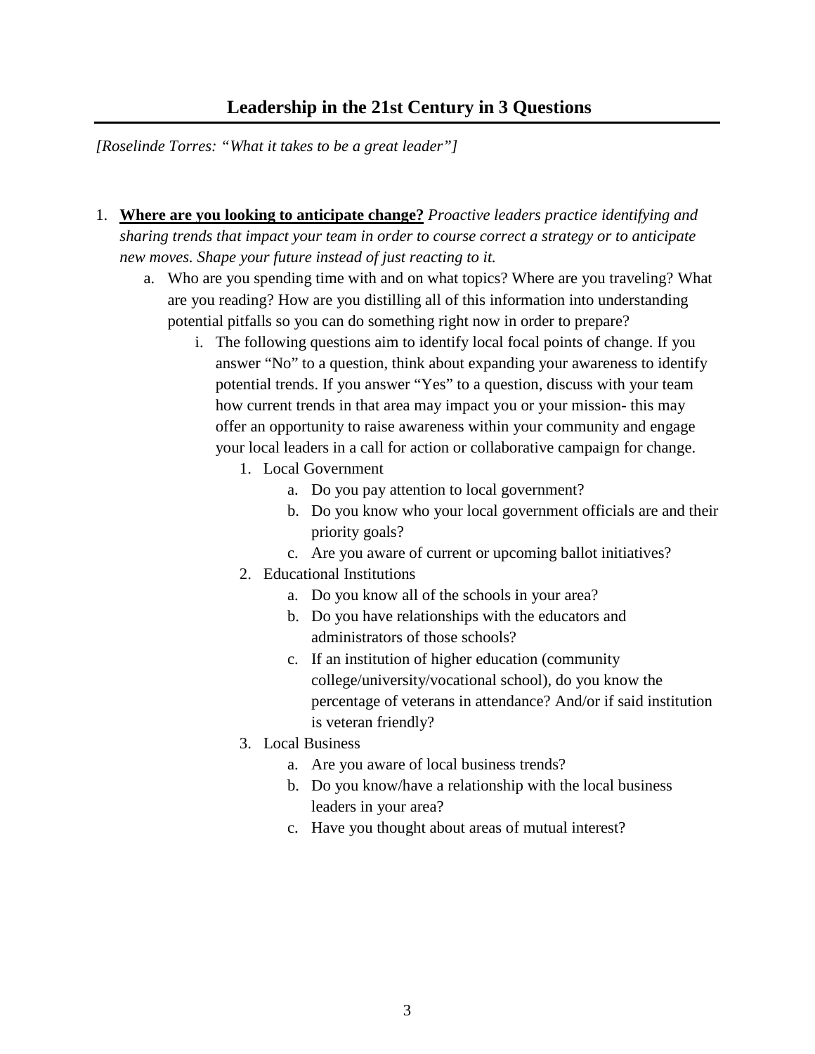## Leadership in the 21st Century in 3 Questions

*[Roselinde Torres: "What it takes to be a great leader"]*

1. **Where are you looking to anticipate change?** *Proactive leaders practice identifying and sharing trends that impact your team in order to course correct a strategy or to anticipate new moves. Shape your future instead of just reacting to it.*
   a. Who are you spending time with and on what topics? Where are you traveling? What are you reading? How are you distilling all of this information into understanding potential pitfalls so you can do something right now in order to prepare?
      i. The following questions aim to identify local focal points of change. If you answer "No" to a question, think about expanding your awareness to identify potential trends. If you answer "Yes" to a question, discuss with your team how current trends in that area may impact you or your mission- this may offer an opportunity to raise awareness within your community and engage your local leaders in a call for action or collaborative campaign for change.
         1. Local Government
            a. Do you pay attention to local government?
            b. Do you know who your local government officials are and their priority goals?
            c. Are you aware of current or upcoming ballot initiatives?
         2. Educational Institutions
            a. Do you know all of the schools in your area?
            b. Do you have relationships with the educators and administrators of those schools?
            c. If an institution of higher education (community college/university/vocational school), do you know the percentage of veterans in attendance? And/or if said institution is veteran friendly?
         3. Local Business
            a. Are you aware of local business trends?
            b. Do you know/have a relationship with the local business leaders in your area?
            c. Have you thought about areas of mutual interest?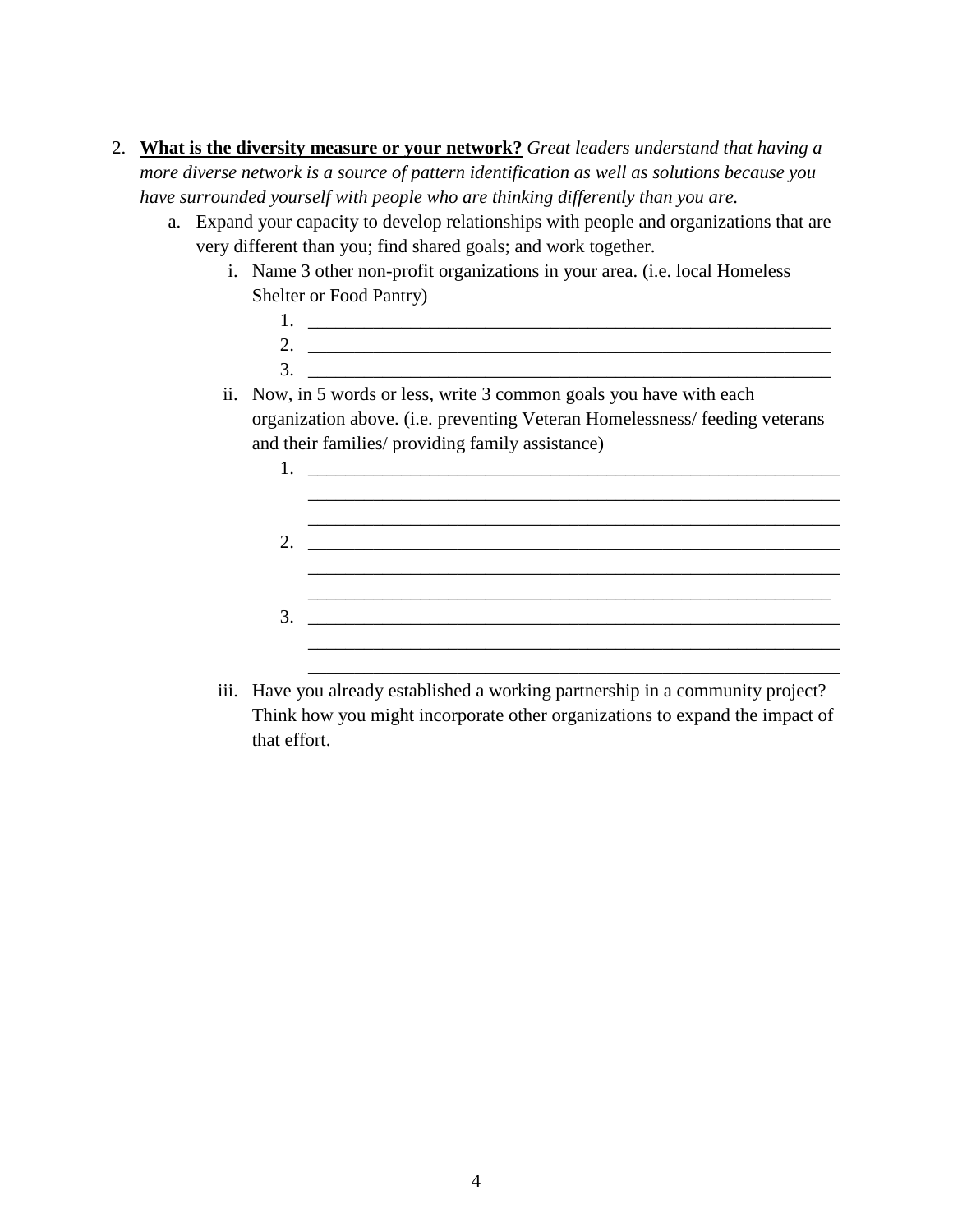2. **<u>What is the diversity measure or your network?</u>** *Great leaders understand that having a more diverse network is a source of pattern identification as well as solutions because you have surrounded yourself with people who are thinking differently than you are.*
   a. Expand your capacity to develop relationships with people and organizations that are very different than you; find shared goals; and work together.
      i. Name 3 other non-profit organizations in your area. (i.e. local Homeless Shelter or Food Pantry)
         1. ____________________________________________________________
         2. ____________________________________________________________
         3. ____________________________________________________________
      ii. Now, in 5 words or less, write 3 common goals you have with each organization above. (i.e. preventing Veteran Homelessness/ feeding veterans and their families/ providing family assistance)
         1. ____________________________________________________________
            ____________________________________________________________
            ____________________________________________________________
         2. ____________________________________________________________
            ____________________________________________________________
            ____________________________________________________________
         3. ____________________________________________________________
            ____________________________________________________________
            ____________________________________________________________
      iii. Have you already established a working partnership in a community project? Think how you might incorporate other organizations to expand the impact of that effort.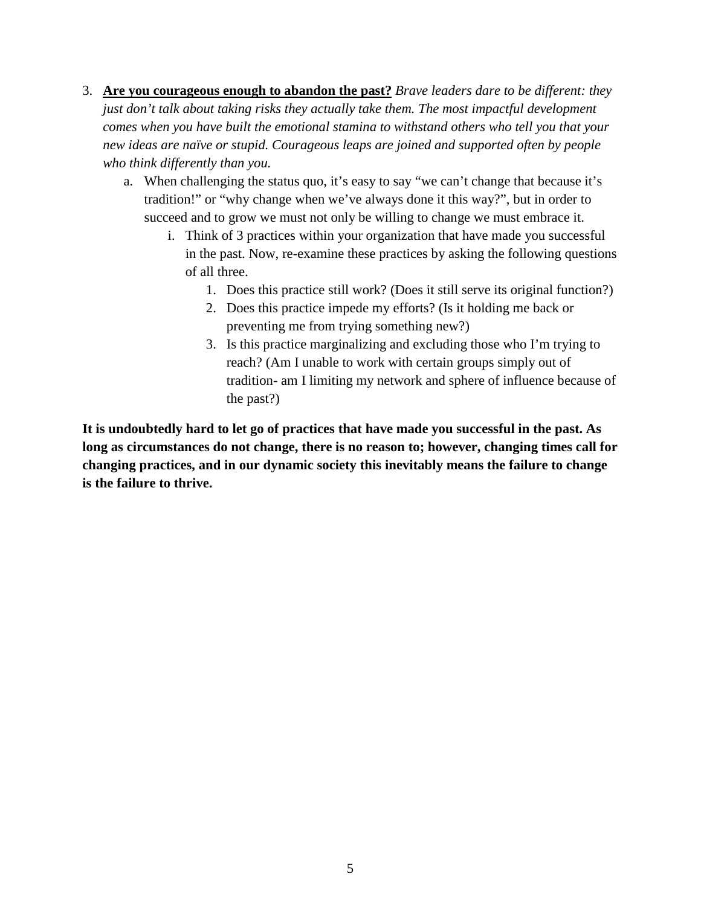3. **<u>Are you courageous enough to abandon the past?</u>** *Brave leaders dare to be different: they just don't talk about taking risks they actually take them. The most impactful development comes when you have built the emotional stamina to withstand others who tell you that your new ideas are naïve or stupid. Courageous leaps are joined and supported often by people who think differently than you.*
    a. When challenging the status quo, it's easy to say "we can't change that because it's tradition!" or "why change when we've always done it this way?", but in order to succeed and to grow we must not only be willing to change we must embrace it.
        i. Think of 3 practices within your organization that have made you successful in the past. Now, re-examine these practices by asking the following questions of all three.
            1. Does this practice still work? (Does it still serve its original function?)
            2. Does this practice impede my efforts? (Is it holding me back or preventing me from trying something new?)
            3. Is this practice marginalizing and excluding those who I'm trying to reach? (Am I unable to work with certain groups simply out of tradition- am I limiting my network and sphere of influence because of the past?)

**It is undoubtedly hard to let go of practices that have made you successful in the past. As long as circumstances do not change, there is no reason to; however, changing times call for changing practices, and in our dynamic society this inevitably means the failure to change is the failure to thrive.**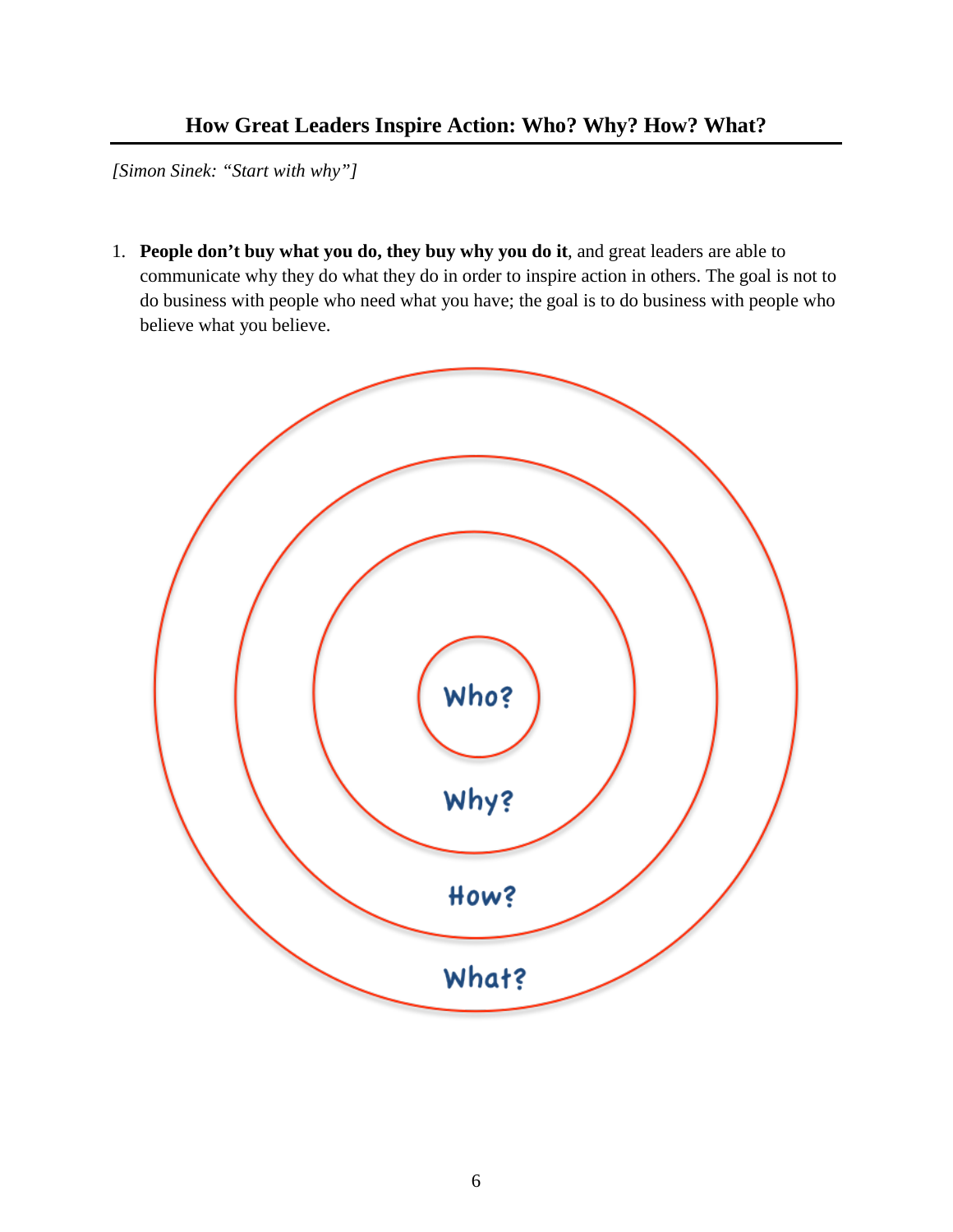## How Great Leaders Inspire Action: Who? Why? How? What?

*[Simon Sinek: "Start with why"]*

1. **People don't buy what you do, they buy why you do it**, and great leaders are able to communicate why they do what they do in order to inspire action in others. The goal is not to do business with people who need what you have; the goal is to do business with people who believe what you believe.

Who?

Why?

How?

What?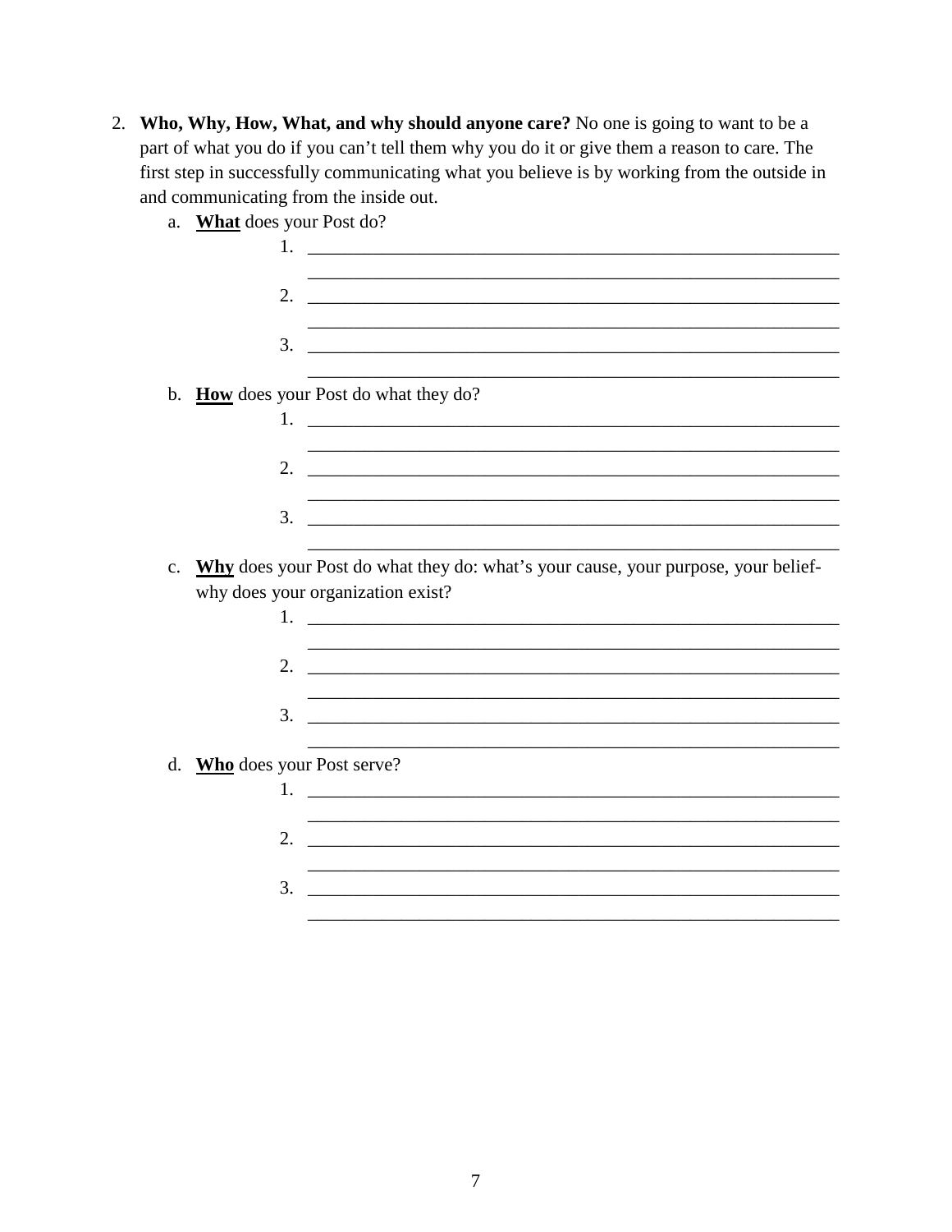2. **Who, Why, How, What, and why should anyone care?** No one is going to want to be a part of what you do if you can't tell them why you do it or give them a reason to care. The first step in successfully communicating what you believe is by working from the outside in and communicating from the inside out.

   a. **What** does your Post do?

      1. ____________________________________________________________
         ____________________________________________________________
      2. ____________________________________________________________
         ____________________________________________________________
      3. ____________________________________________________________
         ____________________________________________________________

   b. **How** does your Post do what they do?

      1. ____________________________________________________________
         ____________________________________________________________
      2. ____________________________________________________________
         ____________________________________________________________
      3. ____________________________________________________________
         ____________________________________________________________

   c. **Why** does your Post do what they do: what's your cause, your purpose, your belief- why does your organization exist?

      1. ____________________________________________________________
         ____________________________________________________________
      2. ____________________________________________________________
         ____________________________________________________________
      3. ____________________________________________________________
         ____________________________________________________________

   d. **Who** does your Post serve?

      1. ____________________________________________________________
         ____________________________________________________________
      2. ____________________________________________________________
         ____________________________________________________________
      3. ____________________________________________________________
         ____________________________________________________________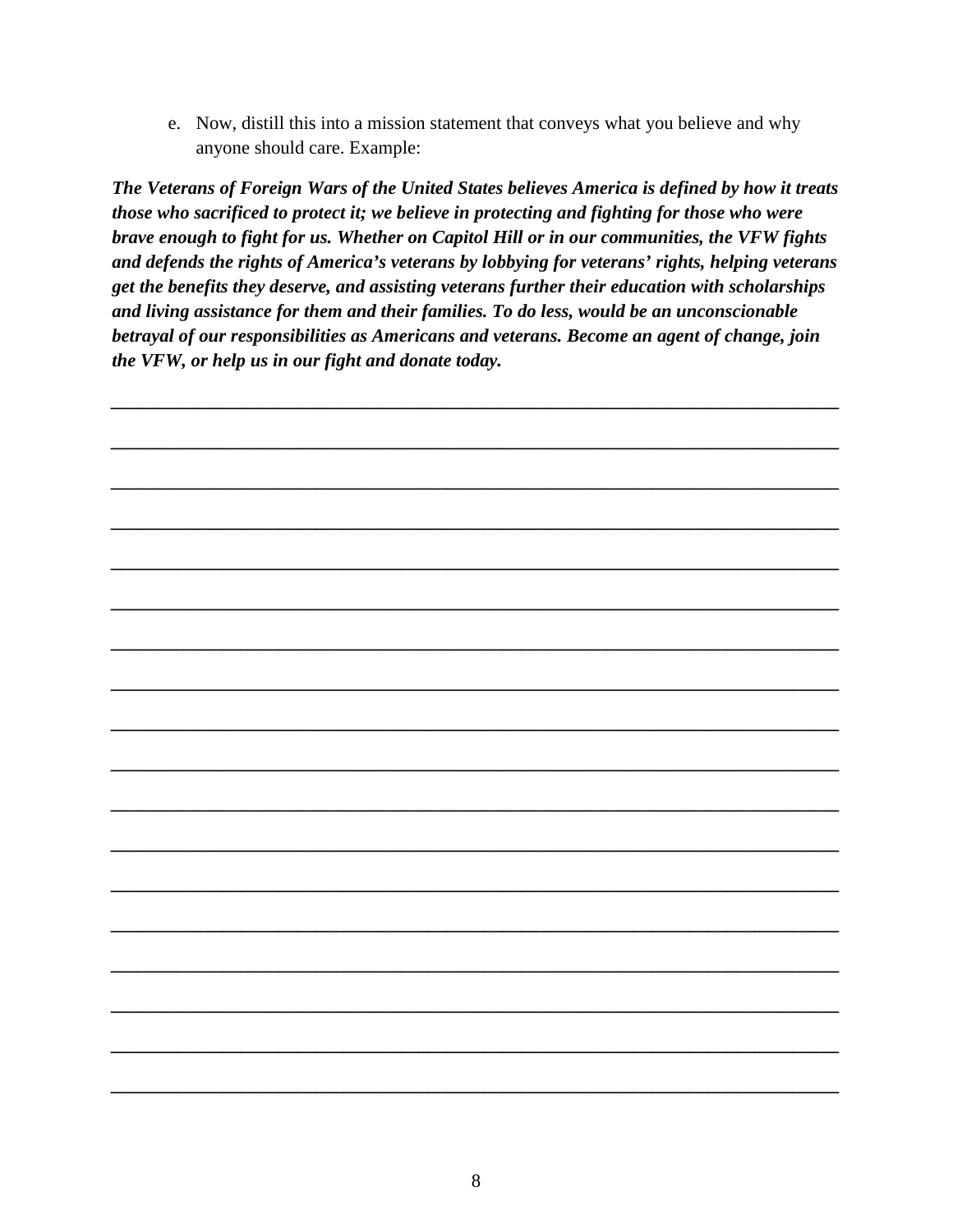e. Now, distill this into a mission statement that conveys what you believe and why anyone should care. Example:

***The Veterans of Foreign Wars of the United States believes America is defined by how it treats those who sacrificed to protect it; we believe in protecting and fighting for those who were brave enough to fight for us. Whether on Capitol Hill or in our communities, the VFW fights and defends the rights of America's veterans by lobbying for veterans' rights, helping veterans get the benefits they deserve, and assisting veterans further their education with scholarships and living assistance for them and their families. To do less, would be an unconscionable betrayal of our responsibilities as Americans and veterans. Become an agent of change, join the VFW, or help us in our fight and donate today.***

\_\_\_\_\_\_\_\_\_\_\_\_\_\_\_\_\_\_\_\_\_\_\_\_\_\_\_\_\_\_\_\_\_\_\_\_\_\_\_\_\_\_\_\_\_\_\_\_\_\_\_\_\_\_\_\_\_\_\_\_\_\_\_\_\_\_\_\_\_\_\_\_\_\_\_\_

\_\_\_\_\_\_\_\_\_\_\_\_\_\_\_\_\_\_\_\_\_\_\_\_\_\_\_\_\_\_\_\_\_\_\_\_\_\_\_\_\_\_\_\_\_\_\_\_\_\_\_\_\_\_\_\_\_\_\_\_\_\_\_\_\_\_\_\_\_\_\_\_\_\_\_\_

\_\_\_\_\_\_\_\_\_\_\_\_\_\_\_\_\_\_\_\_\_\_\_\_\_\_\_\_\_\_\_\_\_\_\_\_\_\_\_\_\_\_\_\_\_\_\_\_\_\_\_\_\_\_\_\_\_\_\_\_\_\_\_\_\_\_\_\_\_\_\_\_\_\_\_\_

\_\_\_\_\_\_\_\_\_\_\_\_\_\_\_\_\_\_\_\_\_\_\_\_\_\_\_\_\_\_\_\_\_\_\_\_\_\_\_\_\_\_\_\_\_\_\_\_\_\_\_\_\_\_\_\_\_\_\_\_\_\_\_\_\_\_\_\_\_\_\_\_\_\_\_\_

\_\_\_\_\_\_\_\_\_\_\_\_\_\_\_\_\_\_\_\_\_\_\_\_\_\_\_\_\_\_\_\_\_\_\_\_\_\_\_\_\_\_\_\_\_\_\_\_\_\_\_\_\_\_\_\_\_\_\_\_\_\_\_\_\_\_\_\_\_\_\_\_\_\_\_\_

\_\_\_\_\_\_\_\_\_\_\_\_\_\_\_\_\_\_\_\_\_\_\_\_\_\_\_\_\_\_\_\_\_\_\_\_\_\_\_\_\_\_\_\_\_\_\_\_\_\_\_\_\_\_\_\_\_\_\_\_\_\_\_\_\_\_\_\_\_\_\_\_\_\_\_\_

\_\_\_\_\_\_\_\_\_\_\_\_\_\_\_\_\_\_\_\_\_\_\_\_\_\_\_\_\_\_\_\_\_\_\_\_\_\_\_\_\_\_\_\_\_\_\_\_\_\_\_\_\_\_\_\_\_\_\_\_\_\_\_\_\_\_\_\_\_\_\_\_\_\_\_\_

\_\_\_\_\_\_\_\_\_\_\_\_\_\_\_\_\_\_\_\_\_\_\_\_\_\_\_\_\_\_\_\_\_\_\_\_\_\_\_\_\_\_\_\_\_\_\_\_\_\_\_\_\_\_\_\_\_\_\_\_\_\_\_\_\_\_\_\_\_\_\_\_\_\_\_\_

\_\_\_\_\_\_\_\_\_\_\_\_\_\_\_\_\_\_\_\_\_\_\_\_\_\_\_\_\_\_\_\_\_\_\_\_\_\_\_\_\_\_\_\_\_\_\_\_\_\_\_\_\_\_\_\_\_\_\_\_\_\_\_\_\_\_\_\_\_\_\_\_\_\_\_\_

\_\_\_\_\_\_\_\_\_\_\_\_\_\_\_\_\_\_\_\_\_\_\_\_\_\_\_\_\_\_\_\_\_\_\_\_\_\_\_\_\_\_\_\_\_\_\_\_\_\_\_\_\_\_\_\_\_\_\_\_\_\_\_\_\_\_\_\_\_\_\_\_\_\_\_\_

\_\_\_\_\_\_\_\_\_\_\_\_\_\_\_\_\_\_\_\_\_\_\_\_\_\_\_\_\_\_\_\_\_\_\_\_\_\_\_\_\_\_\_\_\_\_\_\_\_\_\_\_\_\_\_\_\_\_\_\_\_\_\_\_\_\_\_\_\_\_\_\_\_\_\_\_

\_\_\_\_\_\_\_\_\_\_\_\_\_\_\_\_\_\_\_\_\_\_\_\_\_\_\_\_\_\_\_\_\_\_\_\_\_\_\_\_\_\_\_\_\_\_\_\_\_\_\_\_\_\_\_\_\_\_\_\_\_\_\_\_\_\_\_\_\_\_\_\_\_\_\_\_

\_\_\_\_\_\_\_\_\_\_\_\_\_\_\_\_\_\_\_\_\_\_\_\_\_\_\_\_\_\_\_\_\_\_\_\_\_\_\_\_\_\_\_\_\_\_\_\_\_\_\_\_\_\_\_\_\_\_\_\_\_\_\_\_\_\_\_\_\_\_\_\_\_\_\_\_

\_\_\_\_\_\_\_\_\_\_\_\_\_\_\_\_\_\_\_\_\_\_\_\_\_\_\_\_\_\_\_\_\_\_\_\_\_\_\_\_\_\_\_\_\_\_\_\_\_\_\_\_\_\_\_\_\_\_\_\_\_\_\_\_\_\_\_\_\_\_\_\_\_\_\_\_

\_\_\_\_\_\_\_\_\_\_\_\_\_\_\_\_\_\_\_\_\_\_\_\_\_\_\_\_\_\_\_\_\_\_\_\_\_\_\_\_\_\_\_\_\_\_\_\_\_\_\_\_\_\_\_\_\_\_\_\_\_\_\_\_\_\_\_\_\_\_\_\_\_\_\_\_

\_\_\_\_\_\_\_\_\_\_\_\_\_\_\_\_\_\_\_\_\_\_\_\_\_\_\_\_\_\_\_\_\_\_\_\_\_\_\_\_\_\_\_\_\_\_\_\_\_\_\_\_\_\_\_\_\_\_\_\_\_\_\_\_\_\_\_\_\_\_\_\_\_\_\_\_

\_\_\_\_\_\_\_\_\_\_\_\_\_\_\_\_\_\_\_\_\_\_\_\_\_\_\_\_\_\_\_\_\_\_\_\_\_\_\_\_\_\_\_\_\_\_\_\_\_\_\_\_\_\_\_\_\_\_\_\_\_\_\_\_\_\_\_\_\_\_\_\_\_\_\_\_

\_\_\_\_\_\_\_\_\_\_\_\_\_\_\_\_\_\_\_\_\_\_\_\_\_\_\_\_\_\_\_\_\_\_\_\_\_\_\_\_\_\_\_\_\_\_\_\_\_\_\_\_\_\_\_\_\_\_\_\_\_\_\_\_\_\_\_\_\_\_\_\_\_\_\_\_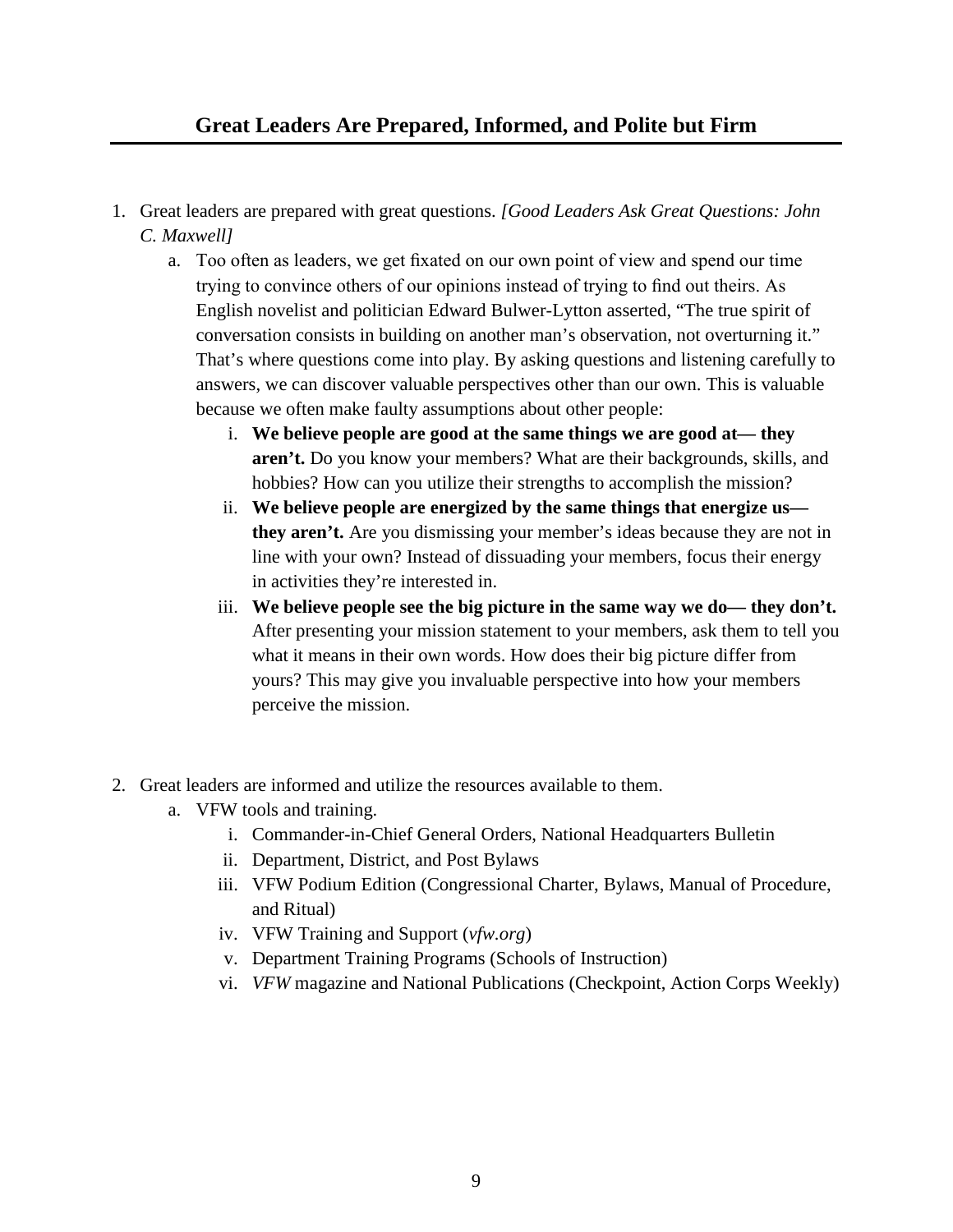## Great Leaders Are Prepared, Informed, and Polite but Firm

1. Great leaders are prepared with great questions. *[Good Leaders Ask Great Questions: John C. Maxwell]*
   a. Too often as leaders, we get fixated on our own point of view and spend our time trying to convince others of our opinions instead of trying to find out theirs. As English novelist and politician Edward Bulwer-Lytton asserted, "The true spirit of conversation consists in building on another man's observation, not overturning it." That's where questions come into play. By asking questions and listening carefully to answers, we can discover valuable perspectives other than our own. This is valuable because we often make faulty assumptions about other people:
      i. **We believe people are good at the same things we are good at— they aren't.** Do you know your members? What are their backgrounds, skills, and hobbies? How can you utilize their strengths to accomplish the mission?
      ii. **We believe people are energized by the same things that energize us— they aren't.** Are you dismissing your member's ideas because they are not in line with your own? Instead of dissuading your members, focus their energy in activities they're interested in.
      iii. **We believe people see the big picture in the same way we do— they don't.** After presenting your mission statement to your members, ask them to tell you what it means in their own words. How does their big picture differ from yours? This may give you invaluable perspective into how your members perceive the mission.

2. Great leaders are informed and utilize the resources available to them.
   a. VFW tools and training.
      i. Commander-in-Chief General Orders, National Headquarters Bulletin
      ii. Department, District, and Post Bylaws
      iii. VFW Podium Edition (Congressional Charter, Bylaws, Manual of Procedure, and Ritual)
      iv. VFW Training and Support (*vfw.org*)
      v. Department Training Programs (Schools of Instruction)
      vi. *VFW* magazine and National Publications (Checkpoint, Action Corps Weekly)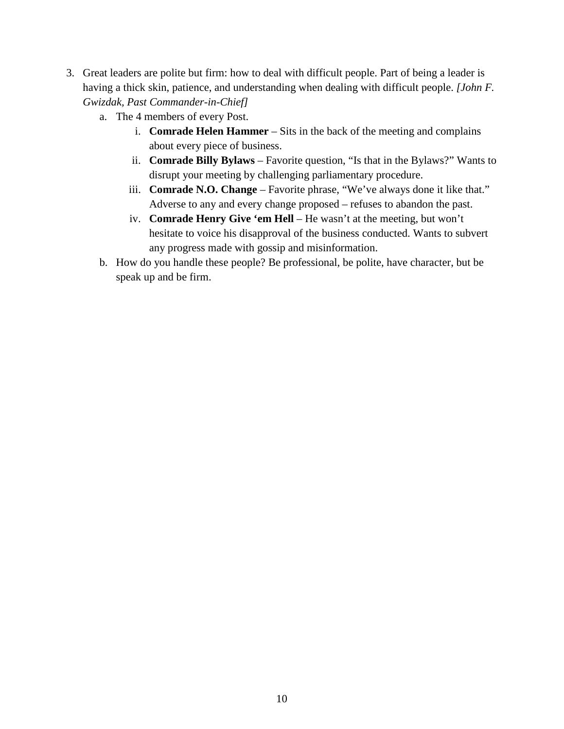3. Great leaders are polite but firm: how to deal with difficult people. Part of being a leader is having a thick skin, patience, and understanding when dealing with difficult people. *[John F. Gwizdak, Past Commander-in-Chief]*
    a. The 4 members of every Post.
        i. **Comrade Helen Hammer** – Sits in the back of the meeting and complains about every piece of business.
        ii. **Comrade Billy Bylaws** – Favorite question, "Is that in the Bylaws?" Wants to disrupt your meeting by challenging parliamentary procedure.
        iii. **Comrade N.O. Change** – Favorite phrase, "We've always done it like that." Adverse to any and every change proposed – refuses to abandon the past.
        iv. **Comrade Henry Give 'em Hell** – He wasn't at the meeting, but won't hesitate to voice his disapproval of the business conducted. Wants to subvert any progress made with gossip and misinformation.
    b. How do you handle these people? Be professional, be polite, have character, but be speak up and be firm.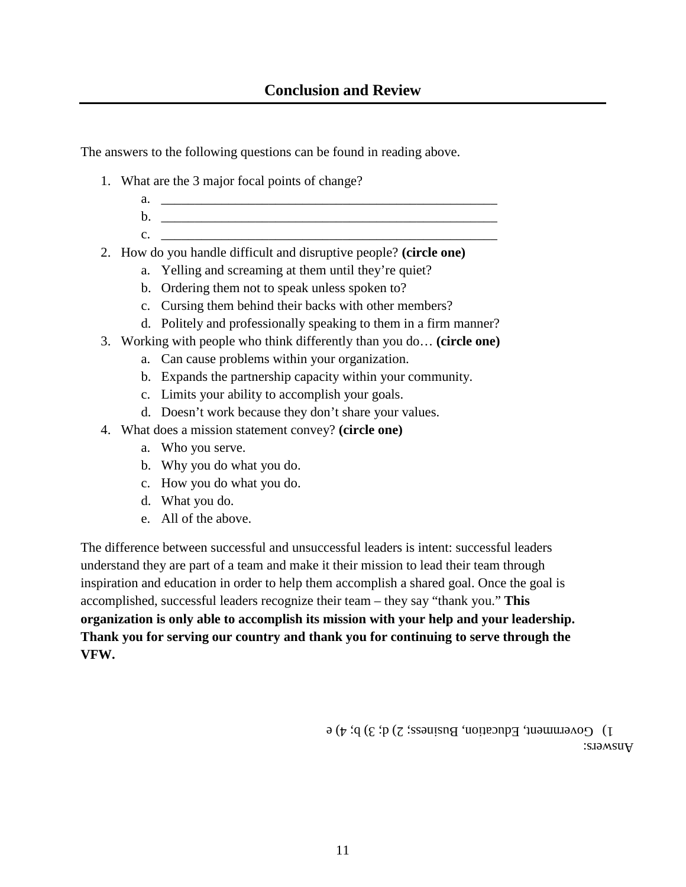## Conclusion and Review

The answers to the following questions can be found in reading above.

1. What are the 3 major focal points of change?
    a. ____________________________________________________
    b. ____________________________________________________
    c. ____________________________________________________
2. How do you handle difficult and disruptive people? **(circle one)**
    a. Yelling and screaming at them until they're quiet?
    b. Ordering them not to speak unless spoken to?
    c. Cursing them behind their backs with other members?
    d. Politely and professionally speaking to them in a firm manner?
3. Working with people who think differently than you do… **(circle one)**
    a. Can cause problems within your organization.
    b. Expands the partnership capacity within your community.
    c. Limits your ability to accomplish your goals.
    d. Doesn't work because they don't share your values.
4. What does a mission statement convey? **(circle one)**
    a. Who you serve.
    b. Why you do what you do.
    c. How you do what you do.
    d. What you do.
    e. All of the above.

The difference between successful and unsuccessful leaders is intent: successful leaders understand they are part of a team and make it their mission to lead their team through inspiration and education in order to help them accomplish a shared goal. Once the goal is accomplished, successful leaders recognize their team – they say "thank you." **This organization is only able to accomplish its mission with your help and your leadership. Thank you for serving our country and thank you for continuing to serve through the VFW.**

Answers:
1) Government, Education, Business; 2) d; 3) b; 4) e